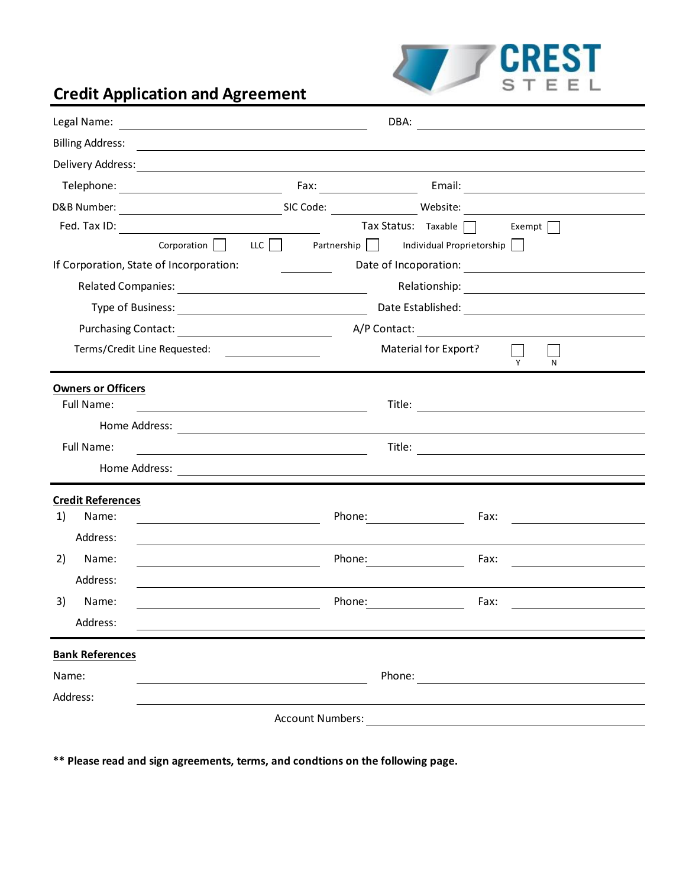# Credit Application and Agreement

CREST STEEL

Legal Name: ______________________ DBA: ______________________

Billing Address: ______________________

Delivery Address: ______________________

Telephone: ______________ Fax: ______________ Email: ______________

D&B Number: ______________ SIC Code: ______________ Website: ______________

Fed. Tax ID: ______________ Tax Status: Taxable ☐ Exempt ☐

Corporation ☐ LLC ☐ Partnership ☐ Individual Proprietorship ☐

If Corporation, State of Incorporation: ________ Date of Incoporation: ______________

Related Companies: ______________________ Relationship: ______________________

Type of Business: ______________________ Date Established: ______________________

Purchasing Contact: ______________________ A/P Contact: ______________________

Terms/Credit Line Requested: ______________ Material for Export? ☐ Y ☐ N

## Owners or Officers

Full Name: ______________________ Title: ______________________

Home Address: ______________________

Full Name: ______________________ Title: ______________________

Home Address: ______________________

## Credit References

1) Name: ______________________ Phone: ______________ Fax: ______________

Address: ______________________

2) Name: ______________________ Phone: ______________ Fax: ______________

Address: ______________________

3) Name: ______________________ Phone: ______________ Fax: ______________

Address: ______________________

## Bank References

Name: ______________________ Phone: ______________________

Address: ______________________

Account Numbers: ______________________

**** Please read and sign agreements, terms, and condtions on the following page.**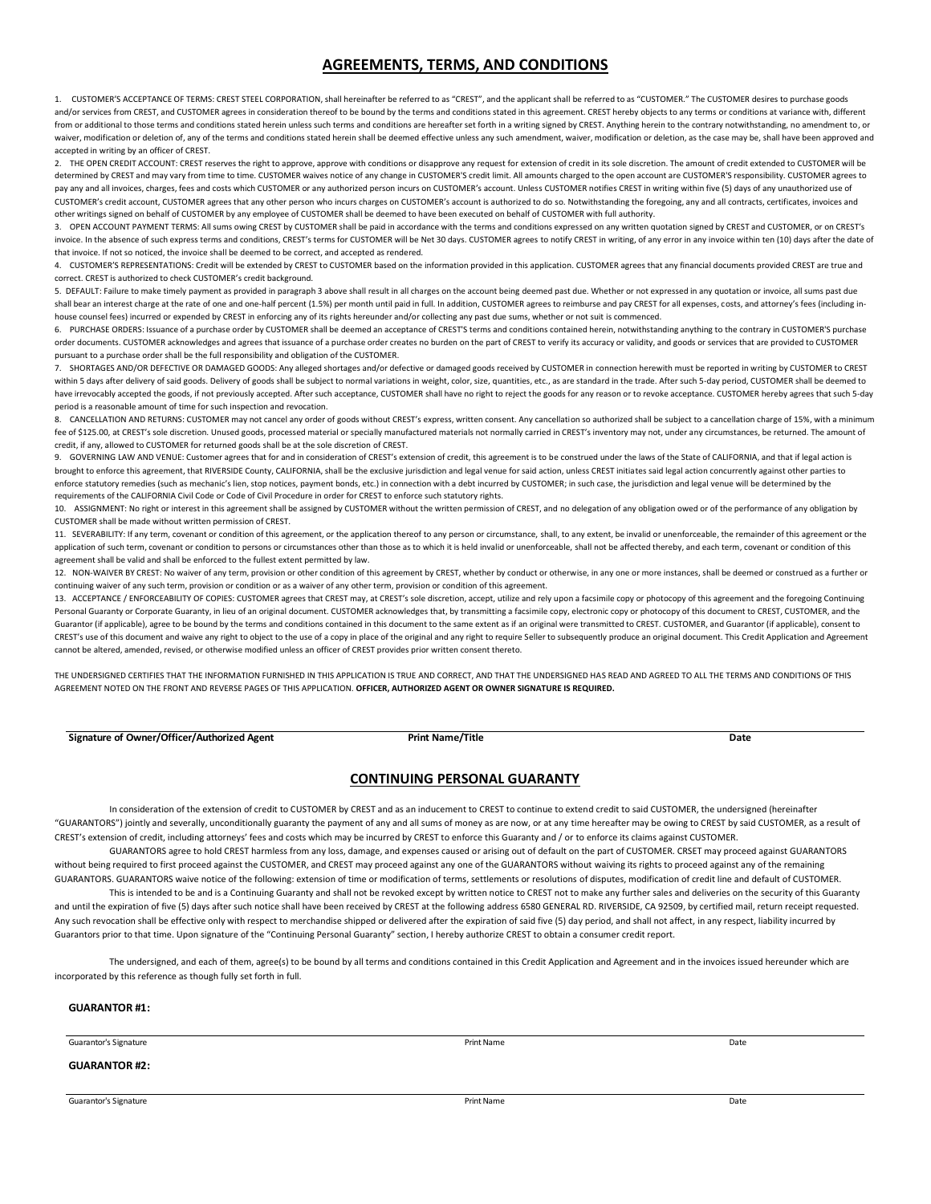## AGREEMENTS, TERMS, AND CONDITIONS

1. CUSTOMER'S ACCEPTANCE OF TERMS: CREST STEEL CORPORATION, shall hereinafter be referred to as "CREST", and the applicant shall be referred to as "CUSTOMER." The CUSTOMER desires to purchase goods and/or services from CREST, and CUSTOMER agrees in consideration thereof to be bound by the terms and conditions stated in this agreement. CREST hereby objects to any terms or conditions at variance with, different from or additional to those terms and conditions stated herein unless such terms and conditions are hereafter set forth in a writing signed by CREST. Anything herein to the contrary notwithstanding, no amendment to, or waiver, modification or deletion of, any of the terms and conditions stated herein shall be deemed effective unless any such amendment, waiver, modification or deletion, as the case may be, shall have been approved and accepted in writing by an officer of CREST.

2. THE OPEN CREDIT ACCOUNT: CREST reserves the right to approve, approve with conditions or disapprove any request for extension of credit in its sole discretion. The amount of credit extended to CUSTOMER will be determined by CREST and may vary from time to time. CUSTOMER waives notice of any change in CUSTOMER'S credit limit. All amounts charged to the open account are CUSTOMER'S responsibility. CUSTOMER agrees to pay any and all invoices, charges, fees and costs which CUSTOMER or any authorized person incurs on CUSTOMER's account. Unless CUSTOMER notifies CREST in writing within five (5) days of any unauthorized use of CUSTOMER's credit account, CUSTOMER agrees that any other person who incurs charges on CUSTOMER's account is authorized to do so. Notwithstanding the foregoing, any and all contracts, certificates, invoices and other writings signed on behalf of CUSTOMER by any employee of CUSTOMER shall be deemed to have been executed on behalf of CUSTOMER with full authority.

3. OPEN ACCOUNT PAYMENT TERMS: All sums owing CREST by CUSTOMER shall be paid in accordance with the terms and conditions expressed on any written quotation signed by CREST and CUSTOMER, or on CREST's invoice. In the absence of such express terms and conditions, CREST's terms for CUSTOMER will be Net 30 days. CUSTOMER agrees to notify CREST in writing, of any error in any invoice within ten (10) days after the date of that invoice. If not so noticed, the invoice shall be deemed to be correct, and accepted as rendered.

4. CUSTOMER'S REPRESENTATIONS: Credit will be extended by CREST to CUSTOMER based on the information provided in this application. CUSTOMER agrees that any financial documents provided CREST are true and correct. CREST is authorized to check CUSTOMER's credit background.

5. DEFAULT: Failure to make timely payment as provided in paragraph 3 above shall result in all charges on the account being deemed past due. Whether or not expressed in any quotation or invoice, all sums past due shall bear an interest charge at the rate of one and one-half percent (1.5%) per month until paid in full. In addition, CUSTOMER agrees to reimburse and pay CREST for all expenses, costs, and attorney's fees (including in-house counsel fees) incurred or expended by CREST in enforcing any of its rights hereunder and/or collecting any past due sums, whether or not suit is commenced.

6. PURCHASE ORDERS: Issuance of a purchase order by CUSTOMER shall be deemed an acceptance of CREST'S terms and conditions contained herein, notwithstanding anything to the contrary in CUSTOMER'S purchase order documents. CUSTOMER acknowledges and agrees that issuance of a purchase order creates no burden on the part of CREST to verify its accuracy or validity, and goods or services that are provided to CUSTOMER pursuant to a purchase order shall be the full responsibility and obligation of the CUSTOMER.

7. SHORTAGES AND/OR DEFECTIVE OR DAMAGED GOODS: Any alleged shortages and/or defective or damaged goods received by CUSTOMER in connection herewith must be reported in writing by CUSTOMER to CREST within 5 days after delivery of said goods. Delivery of goods shall be subject to normal variations in weight, color, size, quantities, etc., as are standard in the trade. After such 5-day period, CUSTOMER shall be deemed to have irrevocably accepted the goods, if not previously accepted. After such acceptance, CUSTOMER shall have no right to reject the goods for any reason or to revoke acceptance. CUSTOMER hereby agrees that such 5-day period is a reasonable amount of time for such inspection and revocation.

8. CANCELLATION AND RETURNS: CUSTOMER may not cancel any order of goods without CREST's express, written consent. Any cancellation so authorized shall be subject to a cancellation charge of 15%, with a minimum fee of $125.00, at CREST's sole discretion. Unused goods, processed material or specially manufactured materials not normally carried in CREST's inventory may not, under any circumstances, be returned. The amount of credit, if any, allowed to CUSTOMER for returned goods shall be at the sole discretion of CREST.

9. GOVERNING LAW AND VENUE: Customer agrees that for and in consideration of CREST's extension of credit, this agreement is to be construed under the laws of the State of CALIFORNIA, and that if legal action is brought to enforce this agreement, that RIVERSIDE County, CALIFORNIA, shall be the exclusive jurisdiction and legal venue for said action, unless CREST initiates said legal action concurrently against other parties to enforce statutory remedies (such as mechanic's lien, stop notices, payment bonds, etc.) in connection with a debt incurred by CUSTOMER; in such case, the jurisdiction and legal venue will be determined by the requirements of the CALIFORNIA Civil Code or Code of Civil Procedure in order for CREST to enforce such statutory rights.

10. ASSIGNMENT: No right or interest in this agreement shall be assigned by CUSTOMER without the written permission of CREST, and no delegation of any obligation owed or of the performance of any obligation by CUSTOMER shall be made without written permission of CREST.

11. SEVERABILITY: If any term, covenant or condition of this agreement, or the application thereof to any person or circumstance, shall, to any extent, be invalid or unenforceable, the remainder of this agreement or the application of such term, covenant or condition to persons or circumstances other than those as to which it is held invalid or unenforceable, shall not be affected thereby, and each term, covenant or condition of this agreement shall be valid and shall be enforced to the fullest extent permitted by law.

12. NON-WAIVER BY CREST: No waiver of any term, provision or other condition of this agreement by CREST, whether by conduct or otherwise, in any one or more instances, shall be deemed or construed as a further or continuing waiver of any such term, provision or condition or as a waiver of any other term, provision or condition of this agreement.

13. ACCEPTANCE / ENFORCEABILITY OF COPIES: CUSTOMER agrees that CREST may, at CREST's sole discretion, accept, utilize and rely upon a facsimile copy or photocopy of this agreement and the foregoing Continuing Personal Guaranty or Corporate Guaranty, in lieu of an original document. CUSTOMER acknowledges that, by transmitting a facsimile copy, electronic copy or photocopy of this document to CREST, CUSTOMER, and the Guarantor (if applicable), agree to be bound by the terms and conditions contained in this document to the same extent as if an original were transmitted to CREST. CUSTOMER, and Guarantor (if applicable), consent to CREST's use of this document and waive any right to object to the use of a copy in place of the original and any right to require Seller to subsequently produce an original document. This Credit Application and Agreement cannot be altered, amended, revised, or otherwise modified unless an officer of CREST provides prior written consent thereto.

THE UNDERSIGNED CERTIFIES THAT THE INFORMATION FURNISHED IN THIS APPLICATION IS TRUE AND CORRECT, AND THAT THE UNDERSIGNED HAS READ AND AGREED TO ALL THE TERMS AND CONDITIONS OF THIS AGREEMENT NOTED ON THE FRONT AND REVERSE PAGES OF THIS APPLICATION. **OFFICER, AUTHORIZED AGENT OR OWNER SIGNATURE IS REQUIRED.**

**Signature of Owner/Officer/Authorized Agent** **Print Name/Title** **Date**

## CONTINUING PERSONAL GUARANTY

In consideration of the extension of credit to CUSTOMER by CREST and as an inducement to CREST to continue to extend credit to said CUSTOMER, the undersigned (hereinafter "GUARANTORS") jointly and severally, unconditionally guaranty the payment of any and all sums of money as are now, or at any time hereafter may be owing to CREST by said CUSTOMER, as a result of CREST's extension of credit, including attorneys' fees and costs which may be incurred by CREST to enforce this Guaranty and / or to enforce its claims against CUSTOMER.

GUARANTORS agree to hold CREST harmless from any loss, damage, and expenses caused or arising out of default on the part of CUSTOMER. CRSET may proceed against GUARANTORS without being required to first proceed against the CUSTOMER, and CREST may proceed against any one of the GUARANTORS without waiving its rights to proceed against any of the remaining GUARANTORS. GUARANTORS waive notice of the following: extension of time or modification of terms, settlements or resolutions of disputes, modification of credit line and default of CUSTOMER.

This is intended to be and is a Continuing Guaranty and shall not be revoked except by written notice to CREST not to make any further sales and deliveries on the security of this Guaranty and until the expiration of five (5) days after such notice shall have been received by CREST at the following address 6580 GENERAL RD. RIVERSIDE, CA 92509, by certified mail, return receipt requested. Any such revocation shall be effective only with respect to merchandise shipped or delivered after the expiration of said five (5) day period, and shall not affect, in any respect, liability incurred by Guarantors prior to that time. Upon signature of the "Continuing Personal Guaranty" section, I hereby authorize CREST to obtain a consumer credit report.

The undersigned, and each of them, agree(s) to be bound by all terms and conditions contained in this Credit Application and Agreement and in the invoices issued hereunder which are incorporated by this reference as though fully set forth in full.

**GUARANTOR #1:**

Guarantor's Signature Print Name Date

**GUARANTOR #2:**

Guarantor's Signature Print Name Date